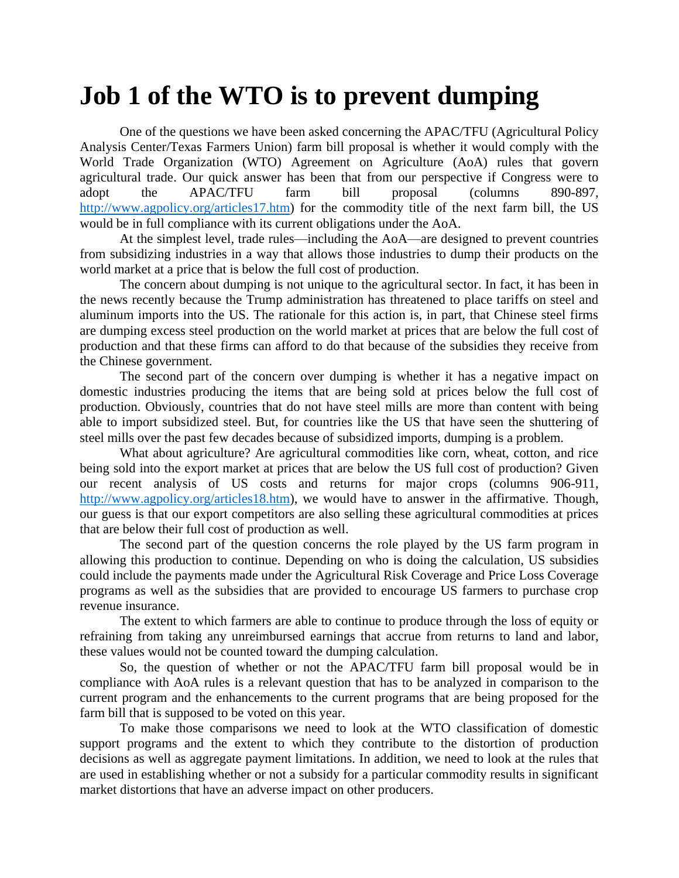# Job 1 of the WTO is to prevent dumping

One of the questions we have been asked concerning the APAC/TFU (Agricultural Policy Analysis Center/Texas Farmers Union) farm bill proposal is whether it would comply with the World Trade Organization (WTO) Agreement on Agriculture (AoA) rules that govern agricultural trade. Our quick answer has been that from our perspective if Congress were to adopt the APAC/TFU farm bill proposal (columns 890-897, [http://www.agpolicy.org/articles17.htm](http://www.agpolicy.org/articles17.htm)) for the commodity title of the next farm bill, the US would be in full compliance with its current obligations under the AoA.

At the simplest level, trade rules—including the AoA—are designed to prevent countries from subsidizing industries in a way that allows those industries to dump their products on the world market at a price that is below the full cost of production.

The concern about dumping is not unique to the agricultural sector. In fact, it has been in the news recently because the Trump administration has threatened to place tariffs on steel and aluminum imports into the US. The rationale for this action is, in part, that Chinese steel firms are dumping excess steel production on the world market at prices that are below the full cost of production and that these firms can afford to do that because of the subsidies they receive from the Chinese government.

The second part of the concern over dumping is whether it has a negative impact on domestic industries producing the items that are being sold at prices below the full cost of production. Obviously, countries that do not have steel mills are more than content with being able to import subsidized steel. But, for countries like the US that have seen the shuttering of steel mills over the past few decades because of subsidized imports, dumping is a problem.

What about agriculture? Are agricultural commodities like corn, wheat, cotton, and rice being sold into the export market at prices that are below the US full cost of production? Given our recent analysis of US costs and returns for major crops (columns 906-911, [http://www.agpolicy.org/articles18.htm](http://www.agpolicy.org/articles18.htm)), we would have to answer in the affirmative. Though, our guess is that our export competitors are also selling these agricultural commodities at prices that are below their full cost of production as well.

The second part of the question concerns the role played by the US farm program in allowing this production to continue. Depending on who is doing the calculation, US subsidies could include the payments made under the Agricultural Risk Coverage and Price Loss Coverage programs as well as the subsidies that are provided to encourage US farmers to purchase crop revenue insurance.

The extent to which farmers are able to continue to produce through the loss of equity or refraining from taking any unreimbursed earnings that accrue from returns to land and labor, these values would not be counted toward the dumping calculation.

So, the question of whether or not the APAC/TFU farm bill proposal would be in compliance with AoA rules is a relevant question that has to be analyzed in comparison to the current program and the enhancements to the current programs that are being proposed for the farm bill that is supposed to be voted on this year.

To make those comparisons we need to look at the WTO classification of domestic support programs and the extent to which they contribute to the distortion of production decisions as well as aggregate payment limitations. In addition, we need to look at the rules that are used in establishing whether or not a subsidy for a particular commodity results in significant market distortions that have an adverse impact on other producers.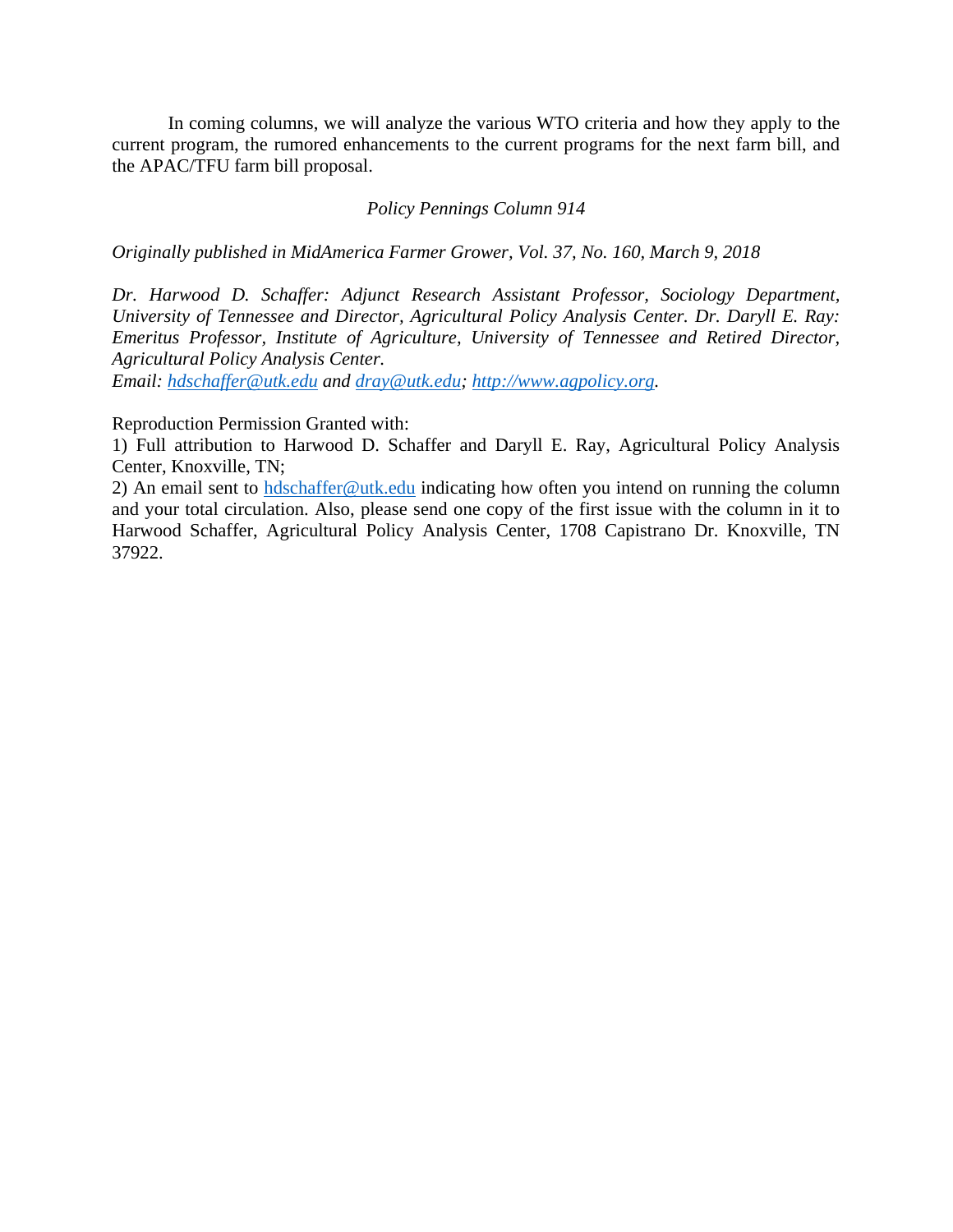In coming columns, we will analyze the various WTO criteria and how they apply to the current program, the rumored enhancements to the current programs for the next farm bill, and the APAC/TFU farm bill proposal.

*Policy Pennings Column 914*

*Originally published in MidAmerica Farmer Grower, Vol. 37, No. 160, March 9, 2018*

*Dr. Harwood D. Schaffer: Adjunct Research Assistant Professor, Sociology Department, University of Tennessee and Director, Agricultural Policy Analysis Center. Dr. Daryll E. Ray: Emeritus Professor, Institute of Agriculture, University of Tennessee and Retired Director, Agricultural Policy Analysis Center.*
*Email: [hdschaffer@utk.edu](mailto:hdschaffer@utk.edu) and [dray@utk.edu](mailto:dray@utk.edu); [http://www.agpolicy.org](http://www.agpolicy.org).*

Reproduction Permission Granted with:
1) Full attribution to Harwood D. Schaffer and Daryll E. Ray, Agricultural Policy Analysis Center, Knoxville, TN;
2) An email sent to [hdschaffer@utk.edu](mailto:hdschaffer@utk.edu) indicating how often you intend on running the column and your total circulation. Also, please send one copy of the first issue with the column in it to Harwood Schaffer, Agricultural Policy Analysis Center, 1708 Capistrano Dr. Knoxville, TN 37922.